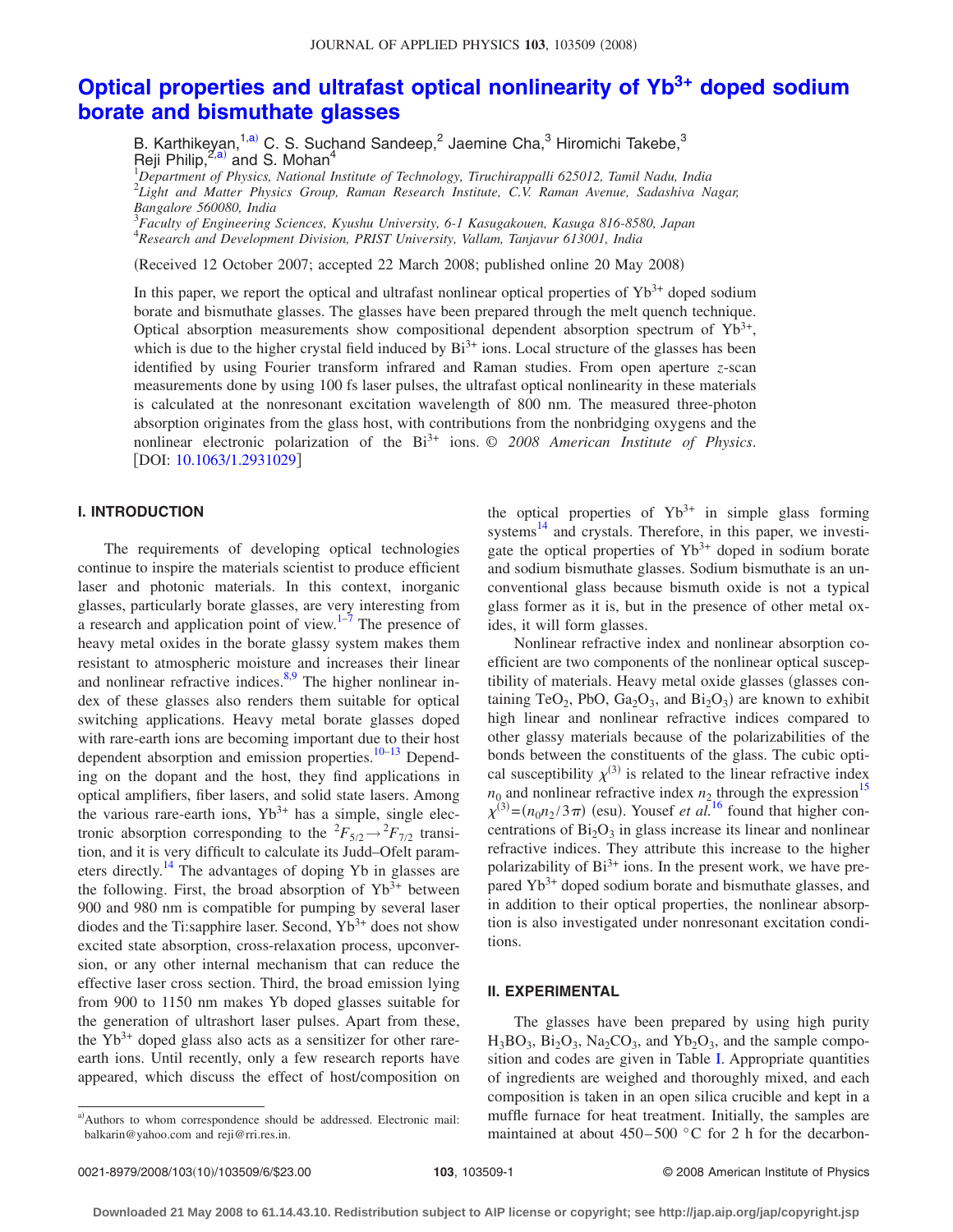# Optical properties and ultrafast optical nonlinearity of $Yb^{3+}$ doped sodium borate and bismuthate glasses

B. Karthikeyan,[1,a)] C. S. Suchand Sandeep,[2] Jaemine Cha,[3] Hiromichi Takebe,[3] Reji Philip,[2,a)] and S. Mohan[4]

[1]*Department of Physics, National Institute of Technology, Tiruchirappalli 625012, Tamil Nadu, India*
[2]*Light and Matter Physics Group, Raman Research Institute, C.V. Raman Avenue, Sadashiva Nagar, Bangalore 560080, India*
[3]*Faculty of Engineering Sciences, Kyushu University, 6-1 Kasugakouen, Kasuga 816-8580, Japan*
[4]*Research and Development Division, PRIST University, Vallam, Tanjavur 613001, India*

(Received 12 October 2007; accepted 22 March 2008; published online 20 May 2008)

In this paper, we report the optical and ultrafast nonlinear optical properties of $Yb^{3+}$ doped sodium borate and bismuthate glasses. The glasses have been prepared through the melt quench technique. Optical absorption measurements show compositional dependent absorption spectrum of $Yb^{3+}$, which is due to the higher crystal field induced by $Bi^{3+}$ ions. Local structure of the glasses has been identified by using Fourier transform infrared and Raman studies. From open aperture *z*-scan measurements done by using 100 fs laser pulses, the ultrafast optical nonlinearity in these materials is calculated at the nonresonant excitation wavelength of 800 nm. The measured three-photon absorption originates from the glass host, with contributions from the nonbridging oxygens and the nonlinear electronic polarization of the $Bi^{3+}$ ions. © *2008 American Institute of Physics.* [DOI: 10.1063/1.2931029]

## I. INTRODUCTION

The requirements of developing optical technologies continue to inspire the materials scientist to produce efficient laser and photonic materials. In this context, inorganic glasses, particularly borate glasses, are very interesting from a research and application point of view.[1–7] The presence of heavy metal oxides in the borate glassy system makes them resistant to atmospheric moisture and increases their linear and nonlinear refractive indices.[8,9] The higher nonlinear index of these glasses also renders them suitable for optical switching applications. Heavy metal borate glasses doped with rare-earth ions are becoming important due to their host dependent absorption and emission properties.[10–13] Depending on the dopant and the host, they find applications in optical amplifiers, fiber lasers, and solid state lasers. Among the various rare-earth ions, $Yb^{3+}$ has a simple, single electronic absorption corresponding to the $^2F_{5/2} \rightarrow {}^2F_{7/2}$ transition, and it is very difficult to calculate its Judd–Ofelt parameters directly.[14] The advantages of doping Yb in glasses are the following. First, the broad absorption of $Yb^{3+}$ between 900 and 980 nm is compatible for pumping by several laser diodes and the Ti:sapphire laser. Second, $Yb^{3+}$ does not show excited state absorption, cross-relaxation process, upconversion, or any other internal mechanism that can reduce the effective laser cross section. Third, the broad emission lying from 900 to 1150 nm makes Yb doped glasses suitable for the generation of ultrashort laser pulses. Apart from these, the $Yb^{3+}$ doped glass also acts as a sensitizer for other rare-earth ions. Until recently, only a few research reports have appeared, which discuss the effect of host/composition on the optical properties of $Yb^{3+}$ in simple glass forming systems[14] and crystals. Therefore, in this paper, we investigate the optical properties of $Yb^{3+}$ doped in sodium borate and sodium bismuthate glasses. Sodium bismuthate is an unconventional glass because bismuth oxide is not a typical glass former as it is, but in the presence of other metal oxides, it will form glasses.

Nonlinear refractive index and nonlinear absorption coefficient are two components of the nonlinear optical susceptibility of materials. Heavy metal oxide glasses (glasses containing $TeO_2$, PbO, $Ga_2O_3$, and $Bi_2O_3$) are known to exhibit high linear and nonlinear refractive indices compared to other glassy materials because of the polarizabilities of the bonds between the constituents of the glass. The cubic optical susceptibility $\chi^{(3)}$ is related to the linear refractive index $n_0$ and nonlinear refractive index $n_2$ through the expression[15] $\chi^{(3)} = (n_0 n_2 / 3\pi)$ (esu). Yousef *et al.*[16] found that higher concentrations of $Bi_2O_3$ in glass increase its linear and nonlinear refractive indices. They attribute this increase to the higher polarizability of $Bi^{3+}$ ions. In the present work, we have prepared $Yb^{3+}$ doped sodium borate and bismuthate glasses, and in addition to their optical properties, the nonlinear absorption is also investigated under nonresonant excitation conditions.

## II. EXPERIMENTAL

The glasses have been prepared by using high purity $H_3BO_3$, $Bi_2O_3$, $Na_2CO_3$, and $Yb_2O_3$, and the sample composition and codes are given in Table I. Appropriate quantities of ingredients are weighed and thoroughly mixed, and each composition is taken in an open silica crucible and kept in a muffle furnace for heat treatment. Initially, the samples are maintained at about 450–500 °C for 2 h for the decarbon-

[a)]Authors to whom correspondence should be addressed. Electronic mail: balkarin@yahoo.com and reji@rri.res.in.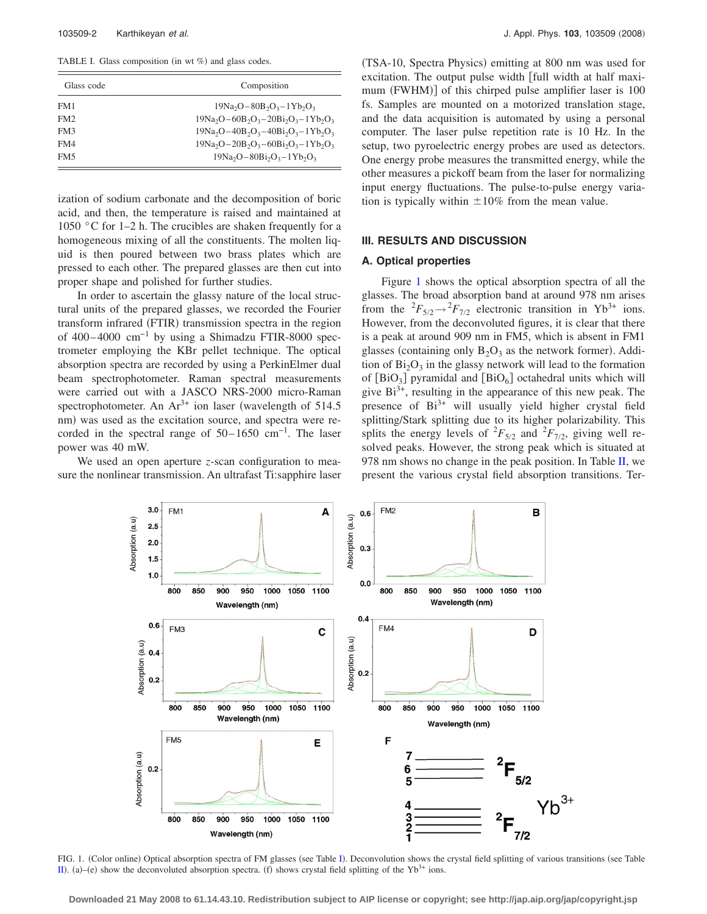TABLE I. Glass composition (in wt %) and glass codes.

| Glass code | Composition |
|---|---|
| FM1 | $19Na_2O-80B_2O_3-1Yb_2O_3$ |
| FM2 | $19Na_2O-60B_2O_3-20Bi_2O_3-1Yb_2O_3$ |
| FM3 | $19Na_2O-40B_2O_3-40Bi_2O_3-1Yb_2O_3$ |
| FM4 | $19Na_2O-20B_2O_3-60Bi_2O_3-1Yb_2O_3$ |
| FM5 | $19Na_2O-80Bi_2O_3-1Yb_2O_3$ |

ization of sodium carbonate and the decomposition of boric acid, and then, the temperature is raised and maintained at 1050 °C for 1–2 h. The crucibles are shaken frequently for a homogeneous mixing of all the constituents. The molten liquid is then poured between two brass plates which are pressed to each other. The prepared glasses are then cut into proper shape and polished for further studies.

In order to ascertain the glassy nature of the local structural units of the prepared glasses, we recorded the Fourier transform infrared (FTIR) transmission spectra in the region of 400–4000 $cm^{-1}$ by using a Shimadzu FTIR-8000 spectrometer employing the KBr pellet technique. The optical absorption spectra are recorded by using a PerkinElmer dual beam spectrophotometer. Raman spectral measurements were carried out with a JASCO NRS-2000 micro-Raman spectrophotometer. An $Ar^{3+}$ ion laser (wavelength of 514.5 nm) was used as the excitation source, and spectra were recorded in the spectral range of 50–1650 $cm^{-1}$. The laser power was 40 mW.

We used an open aperture *z*-scan configuration to measure the nonlinear transmission. An ultrafast Ti:sapphire laser (TSA-10, Spectra Physics) emitting at 800 nm was used for excitation. The output pulse width [full width at half maximum (FWHM)] of this chirped pulse amplifier laser is 100 fs. Samples are mounted on a motorized translation stage, and the data acquisition is automated by using a personal computer. The laser pulse repetition rate is 10 Hz. In the setup, two pyroelectric energy probes are used as detectors. One energy probe measures the transmitted energy, while the other measures a pickoff beam from the laser for normalizing input energy fluctuations. The pulse-to-pulse energy variation is typically within ±10% from the mean value.

## III. RESULTS AND DISCUSSION

### A. Optical properties

Figure 1 shows the optical absorption spectra of all the glasses. The broad absorption band at around 978 nm arises from the ${}^2F_{5/2} \rightarrow {}^2F_{7/2}$ electronic transition in $Yb^{3+}$ ions. However, from the deconvoluted figures, it is clear that there is a peak at around 909 nm in FM5, which is absent in FM1 glasses (containing only $B_2O_3$ as the network former). Addition of $Bi_2O_3$ in the glassy network will lead to the formation of $[BiO_3]$ pyramidal and $[BiO_6]$ octahedral units which will give $Bi^{3+}$, resulting in the appearance of this new peak. The presence of $Bi^{3+}$ will usually yield higher crystal field splitting/Stark splitting due to its higher polarizability. This splits the energy levels of ${}^2F_{5/2}$ and ${}^2F_{7/2}$, giving well resolved peaks. However, the strong peak which is situated at 978 nm shows no change in the peak position. In Table II, we present the various crystal field absorption transitions. Ter-

FIG. 1. (Color online) Optical absorption spectra of FM glasses (see Table I). Deconvolution shows the crystal field splitting of various transitions (see Table II). (a)–(e) show the deconvoluted absorption spectra. (f) shows crystal field splitting of the $Yb^{3+}$ ions.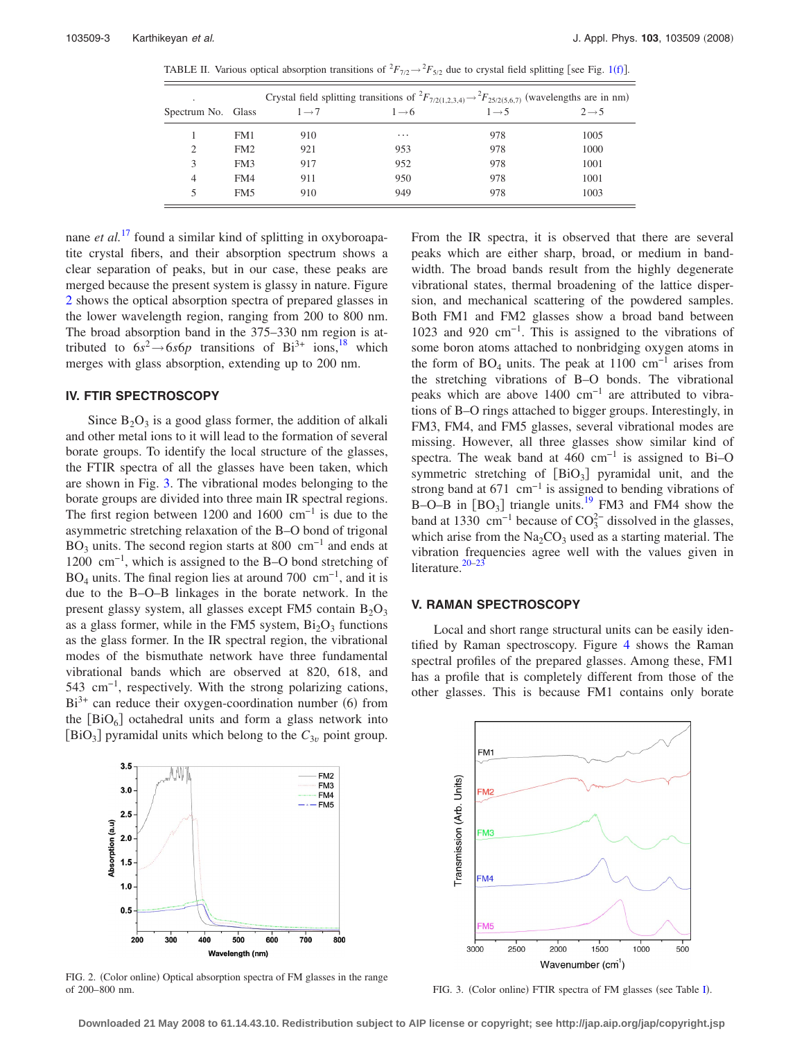TABLE II. Various optical absorption transitions of $^2F_{7/2} \rightarrow {}^2F_{5/2}$ due to crystal field splitting [see Fig. 1(f)].

| Spectrum No. | Glass | Crystal field splitting transitions of $^2F_{7/2(1,2,3,4)} \rightarrow {}^2F_{25/2(5,6,7)}$ (wavelengths are in nm) $1\rightarrow7$ | $1\rightarrow6$ | $1\rightarrow5$ | $2\rightarrow5$ |
|---|---|---|---|---|---|
| 1 | FM1 | 910 | ... | 978 | 1005 |
| 2 | FM2 | 921 | 953 | 978 | 1000 |
| 3 | FM3 | 917 | 952 | 978 | 1001 |
| 4 | FM4 | 911 | 950 | 978 | 1001 |
| 5 | FM5 | 910 | 949 | 978 | 1003 |

nane *et al.*[17] found a similar kind of splitting in oxyboroapatite crystal fibers, and their absorption spectrum shows a clear separation of peaks, but in our case, these peaks are merged because the present system is glassy in nature. Figure 2 shows the optical absorption spectra of prepared glasses in the lower wavelength region, ranging from 200 to 800 nm. The broad absorption band in the 375–330 nm region is attributed to $6s^2 \rightarrow 6s6p$ transitions of $Bi^{3+}$ ions,[18] which merges with glass absorption, extending up to 200 nm.

## IV. FTIR SPECTROSCOPY

Since $B_2O_3$ is a good glass former, the addition of alkali and other metal ions to it will lead to the formation of several borate groups. To identify the local structure of the glasses, the FTIR spectra of all the glasses have been taken, which are shown in Fig. 3. The vibrational modes belonging to the borate groups are divided into three main IR spectral regions. The first region between 1200 and 1600 $cm^{-1}$ is due to the asymmetric stretching relaxation of the B–O bond of trigonal $BO_3$ units. The second region starts at 800 $cm^{-1}$ and ends at 1200 $cm^{-1}$, which is assigned to the B–O bond stretching of $BO_4$ units. The final region lies at around 700 $cm^{-1}$, and it is due to the B–O–B linkages in the borate network. In the present glassy system, all glasses except FM5 contain $B_2O_3$ as a glass former, while in the FM5 system, $Bi_2O_3$ functions as the glass former. In the IR spectral region, the vibrational modes of the bismuthate network have three fundamental vibrational bands which are observed at 820, 618, and 543 $cm^{-1}$, respectively. With the strong polarizing cations, $Bi^{3+}$ can reduce their oxygen-coordination number (6) from the $[BiO_6]$ octahedral units and form a glass network into $[BiO_3]$ pyramidal units which belong to the $C_{3v}$ point group.

From the IR spectra, it is observed that there are several peaks which are either sharp, broad, or medium in bandwidth. The broad bands result from the highly degenerate vibrational states, thermal broadening of the lattice dispersion, and mechanical scattering of the powdered samples. Both FM1 and FM2 glasses show a broad band between 1023 and 920 $cm^{-1}$. This is assigned to the vibrations of some boron atoms attached to nonbridging oxygen atoms in the form of $BO_4$ units. The peak at 1100 $cm^{-1}$ arises from the stretching vibrations of B–O bonds. The vibrational peaks which are above 1400 $cm^{-1}$ are attributed to vibrations of B–O rings attached to bigger groups. Interestingly, in FM3, FM4, and FM5 glasses, several vibrational modes are missing. However, all three glasses show similar kind of spectra. The weak band at 460 $cm^{-1}$ is assigned to Bi–O symmetric stretching of $[BiO_3]$ pyramidal unit, and the strong band at 671 $cm^{-1}$ is assigned to bending vibrations of B–O–B in $[BO_3]$ triangle units.[19] FM3 and FM4 show the band at 1330 $cm^{-1}$ because of $CO_3^{2-}$ dissolved in the glasses, which arise from the $Na_2CO_3$ used as a starting material. The vibration frequencies agree well with the values given in literature.[20–23]

## V. RAMAN SPECTROSCOPY

Local and short range structural units can be easily identified by Raman spectroscopy. Figure 4 shows the Raman spectral profiles of the prepared glasses. Among these, FM1 has a profile that is completely different from those of the other glasses. This is because FM1 contains only borate

FIG. 2. (Color online) Optical absorption spectra of FM glasses in the range of 200–800 nm.

FIG. 3. (Color online) FTIR spectra of FM glasses (see Table I).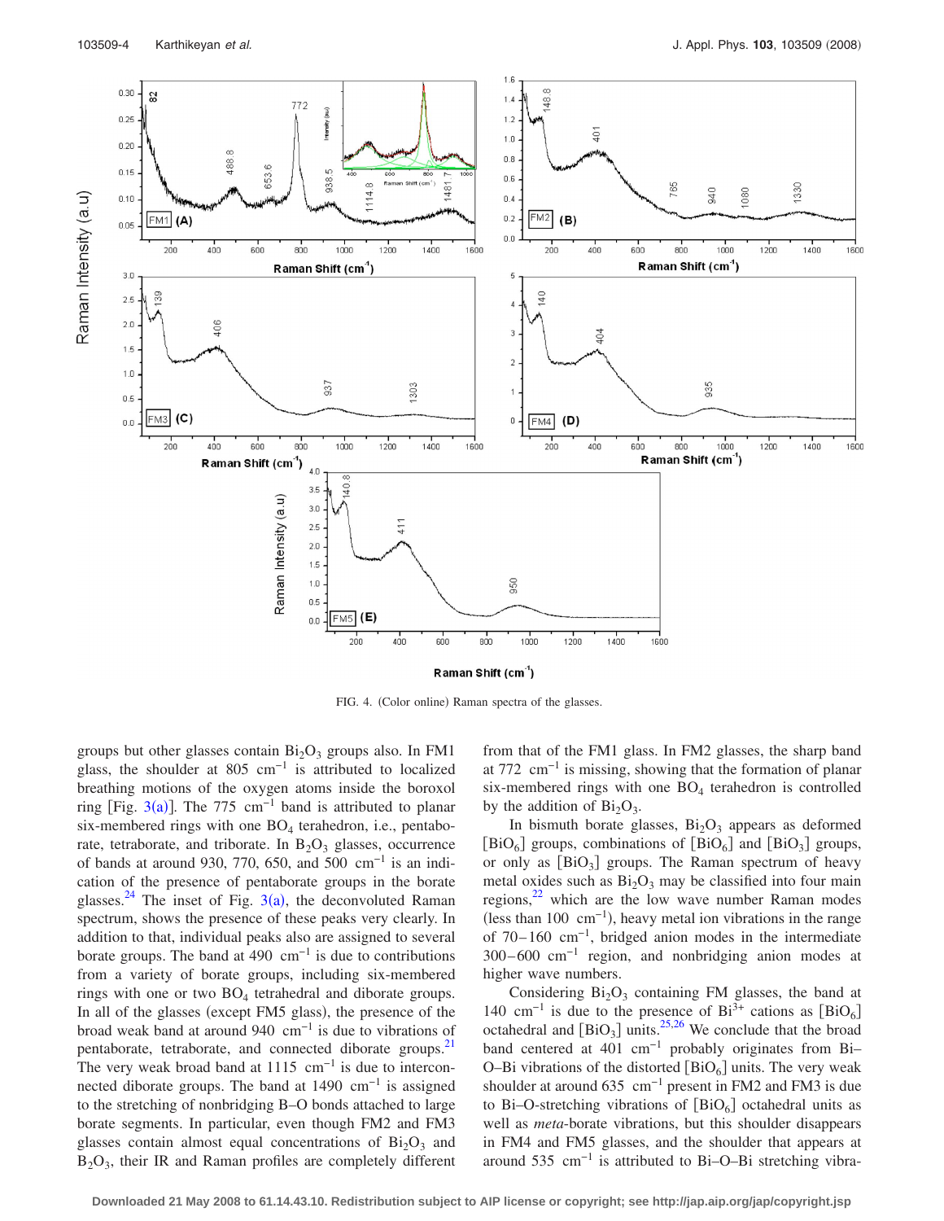FIG. 4. (Color online) Raman spectra of the glasses.

groups but other glasses contain $Bi_2O_3$ groups also. In FM1 glass, the shoulder at 805 $cm^{-1}$ is attributed to localized breathing motions of the oxygen atoms inside the boroxol ring [Fig. 3(a)]. The 775 $cm^{-1}$ band is attributed to planar six-membered rings with one $BO_4$ terahedron, i.e., pentaborate, tetraborate, and triborate. In $B_2O_3$ glasses, occurrence of bands at around 930, 770, 650, and 500 $cm^{-1}$ is an indication of the presence of pentaborate groups in the borate glasses.[24] The inset of Fig. 3(a), the deconvoluted Raman spectrum, shows the presence of these peaks very clearly. In addition to that, individual peaks also are assigned to several borate groups. The band at 490 $cm^{-1}$ is due to contributions from a variety of borate groups, including six-membered rings with one or two $BO_4$ tetrahedral and diborate groups. In all of the glasses (except FM5 glass), the presence of the broad weak band at around 940 $cm^{-1}$ is due to vibrations of pentaborate, tetraborate, and connected diborate groups.[21] The very weak broad band at 1115 $cm^{-1}$ is due to interconnected diborate groups. The band at 1490 $cm^{-1}$ is assigned to the stretching of nonbridging B–O bonds attached to large borate segments. In particular, even though FM2 and FM3 glasses contain almost equal concentrations of $Bi_2O_3$ and $B_2O_3$, their IR and Raman profiles are completely different from that of the FM1 glass. In FM2 glasses, the sharp band at 772 $cm^{-1}$ is missing, showing that the formation of planar six-membered rings with one $BO_4$ terahedron is controlled by the addition of $Bi_2O_3$.

In bismuth borate glasses, $Bi_2O_3$ appears as deformed $[BiO_6]$ groups, combinations of $[BiO_6]$ and $[BiO_3]$ groups, or only as $[BiO_3]$ groups. The Raman spectrum of heavy metal oxides such as $Bi_2O_3$ may be classified into four main regions,[22] which are the low wave number Raman modes (less than 100 $cm^{-1}$), heavy metal ion vibrations in the range of 70–160 $cm^{-1}$, bridged anion modes in the intermediate 300–600 $cm^{-1}$ region, and nonbridging anion modes at higher wave numbers.

Considering $Bi_2O_3$ containing FM glasses, the band at 140 $cm^{-1}$ is due to the presence of $Bi^{3+}$ cations as $[BiO_6]$ octahedral and $[BiO_3]$ units.[25,26] We conclude that the broad band centered at 401 $cm^{-1}$ probably originates from Bi–O–Bi vibrations of the distorted $[BiO_6]$ units. The very weak shoulder at around 635 $cm^{-1}$ present in FM2 and FM3 is due to Bi–O-stretching vibrations of $[BiO_6]$ octahedral units as well as *meta*-borate vibrations, but this shoulder disappears in FM4 and FM5 glasses, and the shoulder that appears at around 535 $cm^{-1}$ is attributed to Bi–O–Bi stretching vibra-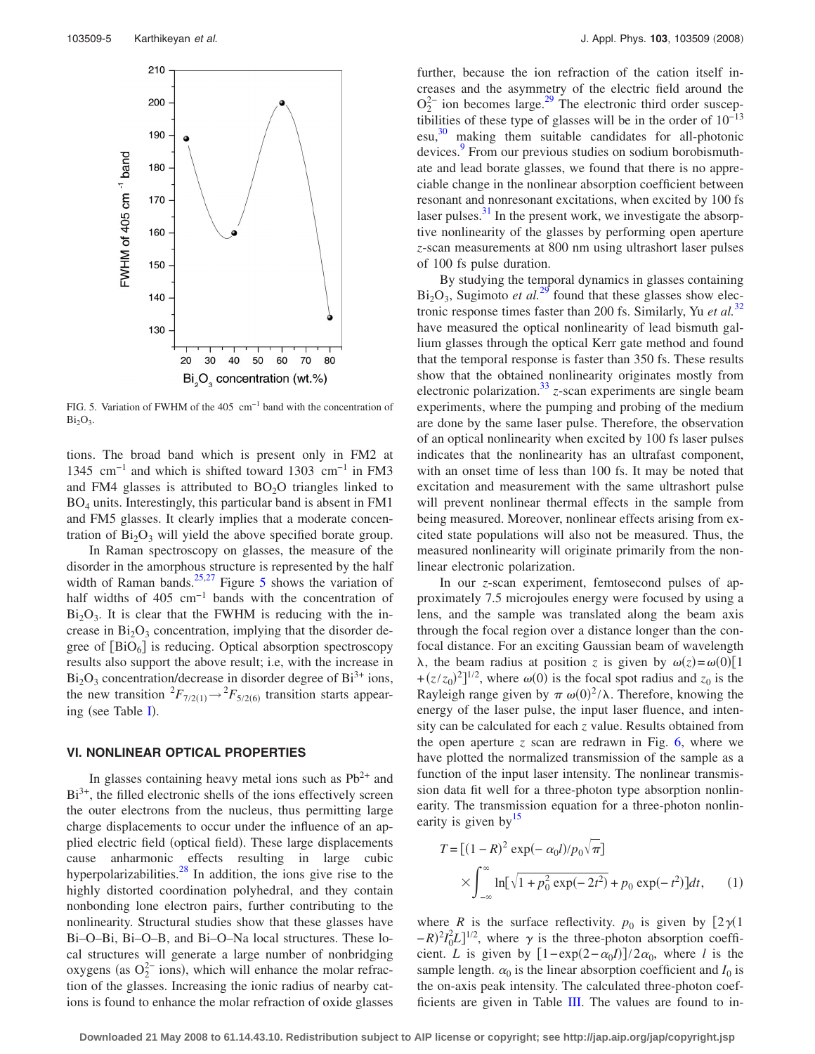FIG. 5. Variation of FWHM of the 405 $cm^{-1}$ band with the concentration of $Bi_2O_3$.

tions. The broad band which is present only in FM2 at 1345 $cm^{-1}$ and which is shifted toward 1303 $cm^{-1}$ in FM3 and FM4 glasses is attributed to $BO_2O$ triangles linked to $BO_4$ units. Interestingly, this particular band is absent in FM1 and FM5 glasses. It clearly implies that a moderate concentration of $Bi_2O_3$ will yield the above specified borate group.

In Raman spectroscopy on glasses, the measure of the disorder in the amorphous structure is represented by the half width of Raman bands.[25,27] Figure 5 shows the variation of half widths of 405 $cm^{-1}$ bands with the concentration of $Bi_2O_3$. It is clear that the FWHM is reducing with the increase in $Bi_2O_3$ concentration, implying that the disorder degree of $[BiO_6]$ is reducing. Optical absorption spectroscopy results also support the above result; i.e, with the increase in $Bi_2O_3$ concentration/decrease in disorder degree of $Bi^{3+}$ ions, the new transition $^2F_{7/2(1)} \rightarrow {}^2F_{5/2(6)}$ transition starts appearing (see Table I).

## VI. NONLINEAR OPTICAL PROPERTIES

In glasses containing heavy metal ions such as $Pb^{2+}$ and $Bi^{3+}$, the filled electronic shells of the ions effectively screen the outer electrons from the nucleus, thus permitting large charge displacements to occur under the influence of an applied electric field (optical field). These large displacements cause anharmonic effects resulting in large cubic hyperpolarizabilities.[28] In addition, the ions give rise to the highly distorted coordination polyhedral, and they contain nonbonding lone electron pairs, further contributing to the nonlinearity. Structural studies show that these glasses have Bi–O–Bi, Bi–O–B, and Bi–O–Na local structures. These local structures will generate a large number of nonbridging oxygens (as $O_2^{2-}$ ions), which will enhance the molar refraction of the glasses. Increasing the ionic radius of nearby cations is found to enhance the molar refraction of oxide glasses further, because the ion refraction of the cation itself increases and the asymmetry of the electric field around the $O_2^{2-}$ ion becomes large.[29] The electronic third order susceptibilities of these type of glasses will be in the order of $10^{-13}$ esu,[30] making them suitable candidates for all-photonic devices.[9] From our previous studies on sodium borobismuthate and lead borate glasses, we found that there is no appreciable change in the nonlinear absorption coefficient between resonant and nonresonant excitations, when excited by 100 fs laser pulses.[31] In the present work, we investigate the absorptive nonlinearity of the glasses by performing open aperture *z*-scan measurements at 800 nm using ultrashort laser pulses of 100 fs pulse duration.

By studying the temporal dynamics in glasses containing $Bi_2O_3$, Sugimoto *et al.*[29] found that these glasses show electronic response times faster than 200 fs. Similarly, Yu *et al.*[32] have measured the optical nonlinearity of lead bismuth gallium glasses through the optical Kerr gate method and found that the temporal response is faster than 350 fs. These results show that the obtained nonlinearity originates mostly from electronic polarization.[33] *z*-scan experiments are single beam experiments, where the pumping and probing of the medium are done by the same laser pulse. Therefore, the observation of an optical nonlinearity when excited by 100 fs laser pulses indicates that the nonlinearity has an ultrafast component, with an onset time of less than 100 fs. It may be noted that excitation and measurement with the same ultrashort pulse will prevent nonlinear thermal effects in the sample from being measured. Moreover, nonlinear effects arising from excited state populations will also not be measured. Thus, the measured nonlinearity will originate primarily from the nonlinear electronic polarization.

In our *z*-scan experiment, femtosecond pulses of approximately 7.5 microjoules energy were focused by using a lens, and the sample was translated along the beam axis through the focal region over a distance longer than the confocal distance. For an exciting Gaussian beam of wavelength $\lambda$, the beam radius at position $z$ is given by $\omega(z)=\omega(0)[1+(z/z_0)^2]^{1/2}$, where $\omega(0)$ is the focal spot radius and $z_0$ is the Rayleigh range given by $\pi\,\omega(0)^2/\lambda$. Therefore, knowing the energy of the laser pulse, the input laser fluence, and intensity can be calculated for each $z$ value. Results obtained from the open aperture $z$ scan are redrawn in Fig. 6, where we have plotted the normalized transmission of the sample as a function of the input laser intensity. The nonlinear transmission data fit well for a three-photon type absorption nonlinearity. The transmission equation for a three-photon nonlinearity is given by[15]

$$T=[(1-R)^2\exp(-\alpha_0 l)/p_0\sqrt{\pi}]\times\int_{-\infty}^{\infty}\ln\left[\sqrt{1+p_0^2\exp(-2t^2)}+p_0\exp(-t^2)\right]dt, \qquad (1)$$

where $R$ is the surface reflectivity. $p_0$ is given by $[2\gamma(1-R)^2 I_0^2 L]^{1/2}$, where $\gamma$ is the three-photon absorption coefficient. $L$ is given by $[1-\exp(2-\alpha_0 l)]/2\alpha_0$, where $l$ is the sample length. $\alpha_0$ is the linear absorption coefficient and $I_0$ is the on-axis peak intensity. The calculated three-photon coefficients are given in Table III. The values are found to in-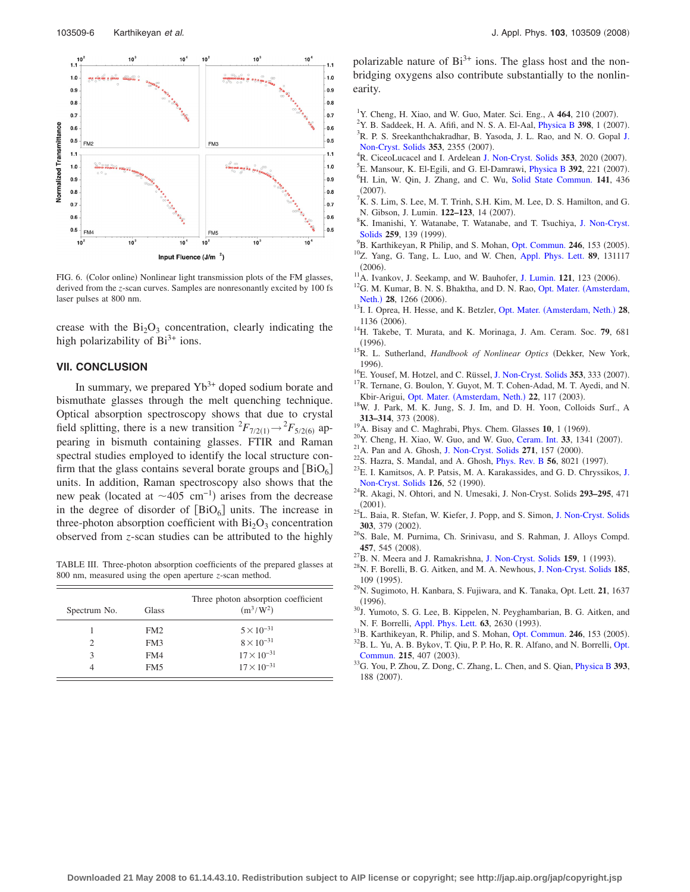$10^2$ $10^3$ $10^4$ $10^2$ $10^3$ $10^4$

Normalized Transmittance

1.1 1.0 0.9 0.8 0.7 0.6 0.5

FM2 FM3 FM4 FM5

Input Fluence (J/m $^2$)

FIG. 6. (Color online) Nonlinear light transmission plots of the FM glasses, derived from the $z$-scan curves. Samples are nonresonantly excited by 100 fs laser pulses at 800 nm.

crease with the $Bi_2O_3$ concentration, clearly indicating the high polarizability of $Bi^{3+}$ ions.

## VII. CONCLUSION

In summary, we prepared $Yb^{3+}$ doped sodium borate and bismuthate glasses through the melt quenching technique. Optical absorption spectroscopy shows that due to crystal field splitting, there is a new transition $^2F_{7/2(1)} \rightarrow {}^2F_{5/2(6)}$ appearing in bismuth containing glasses. FTIR and Raman spectral studies employed to identify the local structure confirm that the glass contains several borate groups and $[BiO_6]$ units. In addition, Raman spectroscopy also shows that the new peak (located at $\sim$405 $cm^{-1}$) arises from the decrease in the degree of disorder of $[BiO_6]$ units. The increase in three-photon absorption coefficient with $Bi_2O_3$ concentration observed from $z$-scan studies can be attributed to the highly polarizable nature of $Bi^{3+}$ ions. The glass host and the nonbridging oxygens also contribute substantially to the nonlinearity.

TABLE III. Three-photon absorption coefficients of the prepared glasses at 800 nm, measured using the open aperture $z$-scan method.

| Spectrum No. | Glass | Three photon absorption coefficient ($m^3/W^2$) |
| --- | --- | --- |
| 1 | FM2 | $5 \times 10^{-31}$ |
| 2 | FM3 | $8 \times 10^{-31}$ |
| 3 | FM4 | $17 \times 10^{-31}$ |
| 4 | FM5 | $17 \times 10^{-31}$ |

[1] Y. Cheng, H. Xiao, and W. Guo, Mater. Sci. Eng., A **464**, 210 (2007).
[2] Y. B. Saddeek, H. A. Afifi, and N. S. A. El-Aal, Physica B **398**, 1 (2007).
[3] R. P. S. Sreekanthchakradhar, B. Yasoda, J. L. Rao, and N. O. Gopal J. Non-Cryst. Solids **353**, 2355 (2007).
[4] R. CiceoLucacel and I. Ardelean J. Non-Cryst. Solids **353**, 2020 (2007).
[5] E. Mansour, K. El-Egili, and G. El-Damrawi, Physica B **392**, 221 (2007).
[6] H. Lin, W. Qin, J. Zhang, and C. Wu, Solid State Commun. **141**, 436 (2007).
[7] K. S. Lim, S. Lee, M. T. Trinh, S.H. Kim, M. Lee, D. S. Hamilton, and G. N. Gibson, J. Lumin. **122–123**, 14 (2007).
[8] K. Imanishi, Y. Watanabe, T. Watanabe, and T. Tsuchiya, J. Non-Cryst. Solids **259**, 139 (1999).
[9] B. Karthikeyan, R Philip, and S. Mohan, Opt. Commun. **246**, 153 (2005).
[10] Z. Yang, G. Tang, L. Luo, and W. Chen, Appl. Phys. Lett. **89**, 131117 (2006).
[11] A. Ivankov, J. Seekamp, and W. Bauhofer, J. Lumin. **121**, 123 (2006).
[12] G. M. Kumar, B. N. S. Bhaktha, and D. N. Rao, Opt. Mater. (Amsterdam, Neth.) **28**, 1266 (2006).
[13] I. I. Oprea, H. Hesse, and K. Betzler, Opt. Mater. (Amsterdam, Neth.) **28**, 1136 (2006).
[14] H. Takebe, T. Murata, and K. Morinaga, J. Am. Ceram. Soc. **79**, 681 (1996).
[15] R. L. Sutherland, *Handbook of Nonlinear Optics* (Dekker, New York, 1996).
[16] E. Yousef, M. Hotzel, and C. Rüssel, J. Non-Cryst. Solids **353**, 333 (2007).
[17] R. Ternane, G. Boulon, Y. Guyot, M. T. Cohen-Adad, M. T. Ayedi, and N. Kbir-Arigui, Opt. Mater. (Amsterdam, Neth.) **22**, 117 (2003).
[18] W. J. Park, M. K. Jung, S. J. Im, and D. H. Yoon, Colloids Surf., A **313–314**, 373 (2008).
[19] A. Bisay and C. Maghrabi, Phys. Chem. Glasses **10**, 1 (1969).
[20] Y. Cheng, H. Xiao, W. Guo, and W. Guo, Ceram. Int. **33**, 1341 (2007).
[21] A. Pan and A. Ghosh, J. Non-Cryst. Solids **271**, 157 (2000).
[22] S. Hazra, S. Mandal, and A. Ghosh, Phys. Rev. B **56**, 8021 (1997).
[23] E. I. Kamitsos, A. P. Patsis, M. A. Karakassides, and G. D. Chryssikos, J. Non-Cryst. Solids **126**, 52 (1990).
[24] R. Akagi, N. Ohtori, and N. Umesaki, J. Non-Cryst. Solids **293–295**, 471 (2001).
[25] L. Baia, R. Stefan, W. Kiefer, J. Popp, and S. Simon, J. Non-Cryst. Solids **303**, 379 (2002).
[26] S. Bale, M. Purnima, Ch. Srinivasu, and S. Rahman, J. Alloys Compd. **457**, 545 (2008).
[27] B. N. Meera and J. Ramakrishna, J. Non-Cryst. Solids **159**, 1 (1993).
[28] N. F. Borelli, B. G. Aitken, and M. A. Newhous, J. Non-Cryst. Solids **185**, 109 (1995).
[29] N. Sugimoto, H. Kanbara, S. Fujiwara, and K. Tanaka, Opt. Lett. **21**, 1637 (1996).
[30] J. Yumoto, S. G. Lee, B. Kippelen, N. Peyghambarian, B. G. Aitken, and N. F. Borrelli, Appl. Phys. Lett. **63**, 2630 (1993).
[31] B. Karthikeyan, R. Philip, and S. Mohan, Opt. Commun. **246**, 153 (2005).
[32] B. L. Yu, A. B. Bykov, T. Qiu, P. P. Ho, R. R. Alfano, and N. Borrelli, Opt. Commun. **215**, 407 (2003).
[33] G. You, P. Zhou, Z. Dong, C. Zhang, L. Chen, and S. Qian, Physica B **393**, 188 (2007).